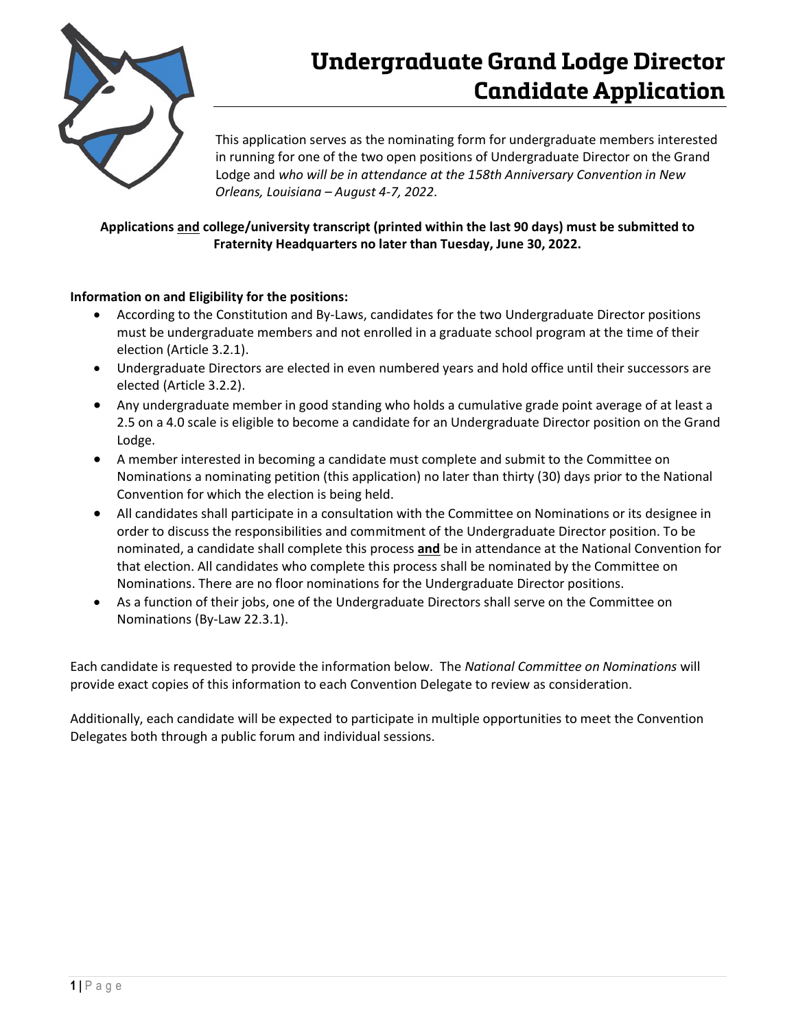# Undergraduate Grand Lodge Director Candidate Application

This application serves as the nominating form for undergraduate members interested in running for one of the two open positions of Undergraduate Director on the Grand Lodge and *who will be in attendance at the 158th Anniversary Convention in New Orleans, Louisiana – August 4-7, 2022*.

**Applications <u>and</u> college/university transcript (printed within the last 90 days) must be submitted to Fraternity Headquarters no later than Tuesday, June 30, 2022.**

**Information on and Eligibility for the positions:**

- According to the Constitution and By-Laws, candidates for the two Undergraduate Director positions must be undergraduate members and not enrolled in a graduate school program at the time of their election (Article 3.2.1).
- Undergraduate Directors are elected in even numbered years and hold office until their successors are elected (Article 3.2.2).
- Any undergraduate member in good standing who holds a cumulative grade point average of at least a 2.5 on a 4.0 scale is eligible to become a candidate for an Undergraduate Director position on the Grand Lodge.
- A member interested in becoming a candidate must complete and submit to the Committee on Nominations a nominating petition (this application) no later than thirty (30) days prior to the National Convention for which the election is being held.
- All candidates shall participate in a consultation with the Committee on Nominations or its designee in order to discuss the responsibilities and commitment of the Undergraduate Director position. To be nominated, a candidate shall complete this process **<u>and</u>** be in attendance at the National Convention for that election. All candidates who complete this process shall be nominated by the Committee on Nominations. There are no floor nominations for the Undergraduate Director positions.
- As a function of their jobs, one of the Undergraduate Directors shall serve on the Committee on Nominations (By-Law 22.3.1).

Each candidate is requested to provide the information below. The *National Committee on Nominations* will provide exact copies of this information to each Convention Delegate to review as consideration.

Additionally, each candidate will be expected to participate in multiple opportunities to meet the Convention Delegates both through a public forum and individual sessions.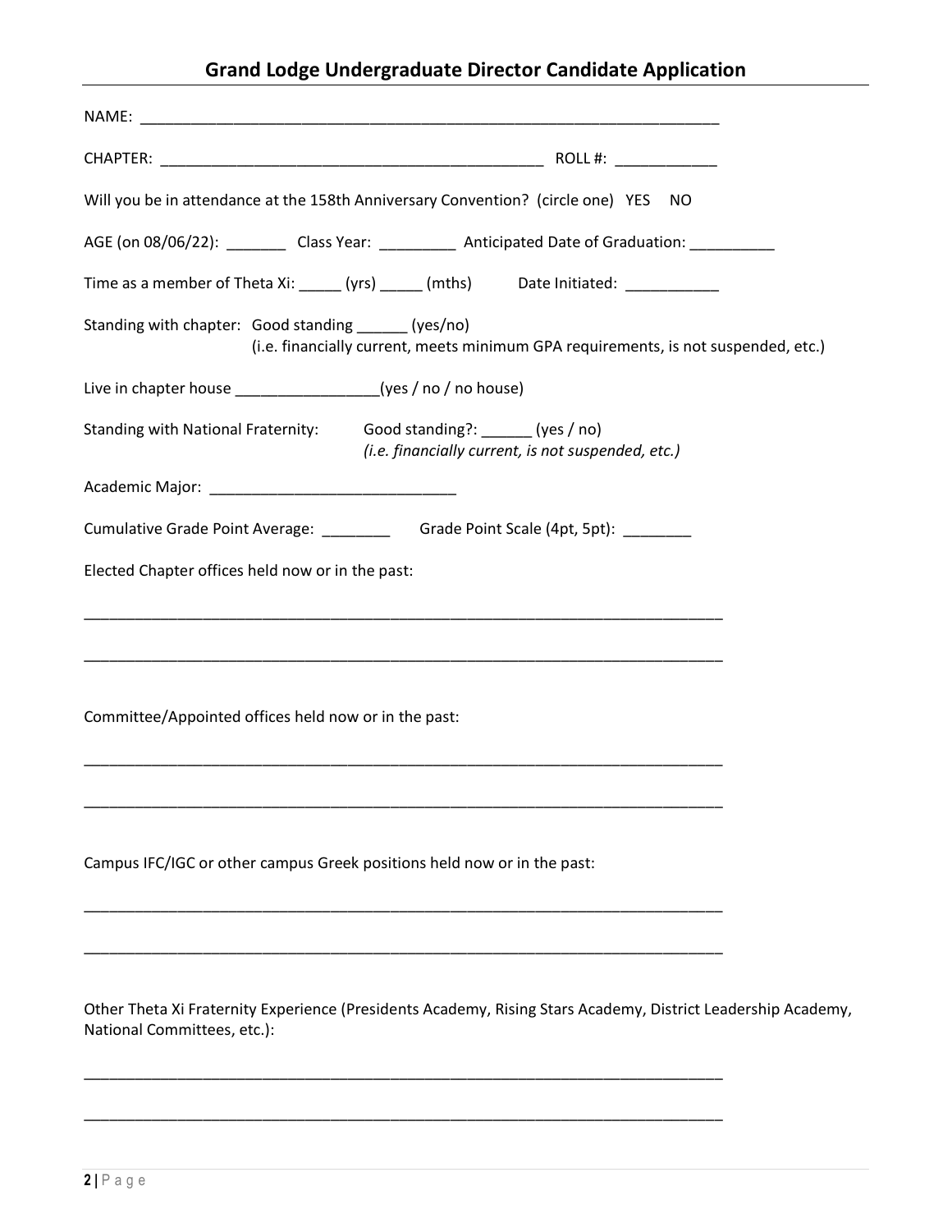## Grand Lodge Undergraduate Director Candidate Application

NAME: ____________________________________________________________________

CHAPTER: _____________________________________________ ROLL #: ___________

Will you be in attendance at the 158th Anniversary Convention? (circle one) YES NO

AGE (on 08/06/22): _______ Class Year: _________ Anticipated Date of Graduation: __________

Time as a member of Theta Xi: _____ (yrs) _____ (mths) Date Initiated: ___________

Standing with chapter: Good standing ______ (yes/no)
(i.e. financially current, meets minimum GPA requirements, is not suspended, etc.)

Live in chapter house ________________(yes / no / no house)

Standing with National Fraternity: Good standing?: ______ (yes / no)
*(i.e. financially current, is not suspended, etc.)*

Academic Major: ____________________________

Cumulative Grade Point Average: ________ Grade Point Scale (4pt, 5pt): ________

Elected Chapter offices held now or in the past:

___________________________________________________________________________

___________________________________________________________________________

Committee/Appointed offices held now or in the past:

___________________________________________________________________________

___________________________________________________________________________

Campus IFC/IGC or other campus Greek positions held now or in the past:

___________________________________________________________________________

___________________________________________________________________________

Other Theta Xi Fraternity Experience (Presidents Academy, Rising Stars Academy, District Leadership Academy, National Committees, etc.):

___________________________________________________________________________

___________________________________________________________________________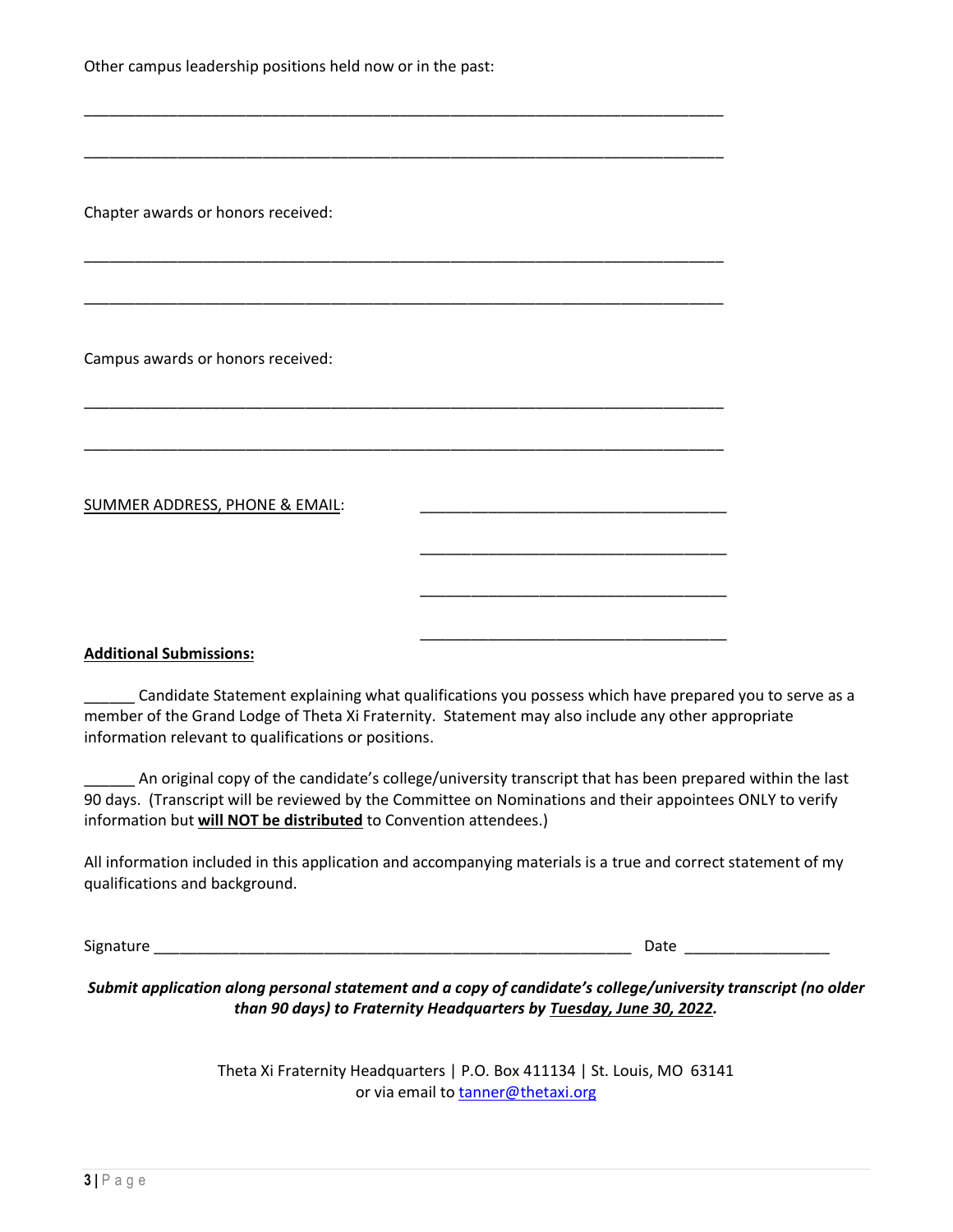Other campus leadership positions held now or in the past:

______________________________________________________________________________

______________________________________________________________________________

Chapter awards or honors received:

______________________________________________________________________________

______________________________________________________________________________

Campus awards or honors received:

______________________________________________________________________________

______________________________________________________________________________

<u>SUMMER ADDRESS, PHONE & EMAIL</u>: ____________________________________

____________________________________

____________________________________

____________________________________

**<u>Additional Submissions:</u>**

______ Candidate Statement explaining what qualifications you possess which have prepared you to serve as a member of the Grand Lodge of Theta Xi Fraternity. Statement may also include any other appropriate information relevant to qualifications or positions.

______ An original copy of the candidate's college/university transcript that has been prepared within the last 90 days. (Transcript will be reviewed by the Committee on Nominations and their appointees ONLY to verify information but **<u>will NOT be distributed</u>** to Convention attendees.)

All information included in this application and accompanying materials is a true and correct statement of my qualifications and background.

Signature ___________________________________________________________ Date _________________

***Submit application along personal statement and a copy of candidate's college/university transcript (no older than 90 days) to Fraternity Headquarters by <u>Tuesday, June 30, 2022</u>.***

Theta Xi Fraternity Headquarters | P.O. Box 411134 | St. Louis, MO 63141
or via email to [tanner@thetaxi.org](mailto:tanner@thetaxi.org)